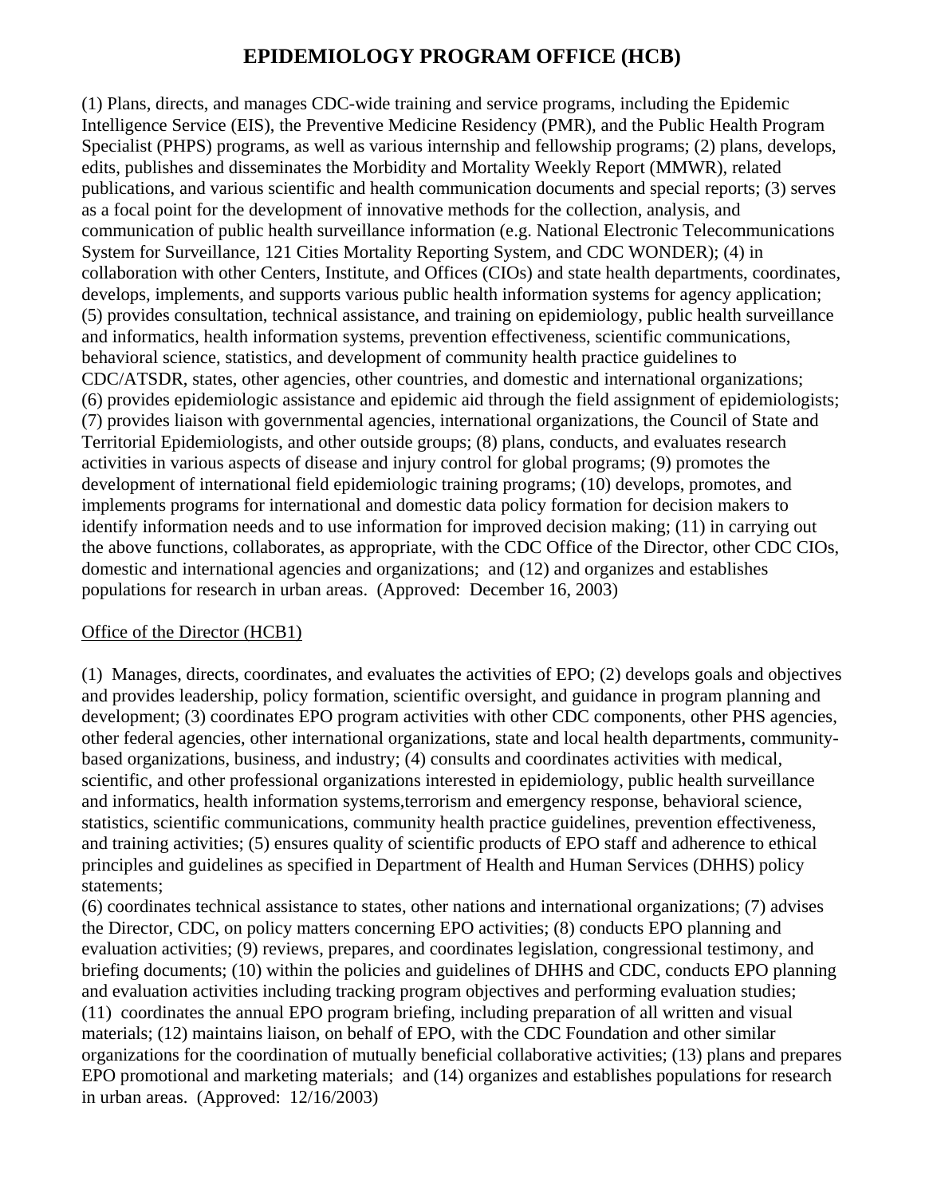# EPIDEMIOLOGY PROGRAM OFFICE (HCB)

(1) Plans, directs, and manages CDC-wide training and service programs, including the Epidemic Intelligence Service (EIS), the Preventive Medicine Residency (PMR), and the Public Health Program Specialist (PHPS) programs, as well as various internship and fellowship programs; (2) plans, develops, edits, publishes and disseminates the Morbidity and Mortality Weekly Report (MMWR), related publications, and various scientific and health communication documents and special reports; (3) serves as a focal point for the development of innovative methods for the collection, analysis, and communication of public health surveillance information (e.g. National Electronic Telecommunications System for Surveillance, 121 Cities Mortality Reporting System, and CDC WONDER); (4) in collaboration with other Centers, Institute, and Offices (CIOs) and state health departments, coordinates, develops, implements, and supports various public health information systems for agency application; (5) provides consultation, technical assistance, and training on epidemiology, public health surveillance and informatics, health information systems, prevention effectiveness, scientific communications, behavioral science, statistics, and development of community health practice guidelines to CDC/ATSDR, states, other agencies, other countries, and domestic and international organizations; (6) provides epidemiologic assistance and epidemic aid through the field assignment of epidemiologists; (7) provides liaison with governmental agencies, international organizations, the Council of State and Territorial Epidemiologists, and other outside groups; (8) plans, conducts, and evaluates research activities in various aspects of disease and injury control for global programs; (9) promotes the development of international field epidemiologic training programs; (10) develops, promotes, and implements programs for international and domestic data policy formation for decision makers to identify information needs and to use information for improved decision making; (11) in carrying out the above functions, collaborates, as appropriate, with the CDC Office of the Director, other CDC CIOs, domestic and international agencies and organizations; and (12) and organizes and establishes populations for research in urban areas. (Approved: December 16, 2003)

## Office of the Director (HCB1)

(1) Manages, directs, coordinates, and evaluates the activities of EPO; (2) develops goals and objectives and provides leadership, policy formation, scientific oversight, and guidance in program planning and development; (3) coordinates EPO program activities with other CDC components, other PHS agencies, other federal agencies, other international organizations, state and local health departments, community-based organizations, business, and industry; (4) consults and coordinates activities with medical, scientific, and other professional organizations interested in epidemiology, public health surveillance and informatics, health information systems,terrorism and emergency response, behavioral science, statistics, scientific communications, community health practice guidelines, prevention effectiveness, and training activities; (5) ensures quality of scientific products of EPO staff and adherence to ethical principles and guidelines as specified in Department of Health and Human Services (DHHS) policy statements;
(6) coordinates technical assistance to states, other nations and international organizations; (7) advises the Director, CDC, on policy matters concerning EPO activities; (8) conducts EPO planning and evaluation activities; (9) reviews, prepares, and coordinates legislation, congressional testimony, and briefing documents; (10) within the policies and guidelines of DHHS and CDC, conducts EPO planning and evaluation activities including tracking program objectives and performing evaluation studies; (11) coordinates the annual EPO program briefing, including preparation of all written and visual materials; (12) maintains liaison, on behalf of EPO, with the CDC Foundation and other similar organizations for the coordination of mutually beneficial collaborative activities; (13) plans and prepares EPO promotional and marketing materials; and (14) organizes and establishes populations for research in urban areas. (Approved: 12/16/2003)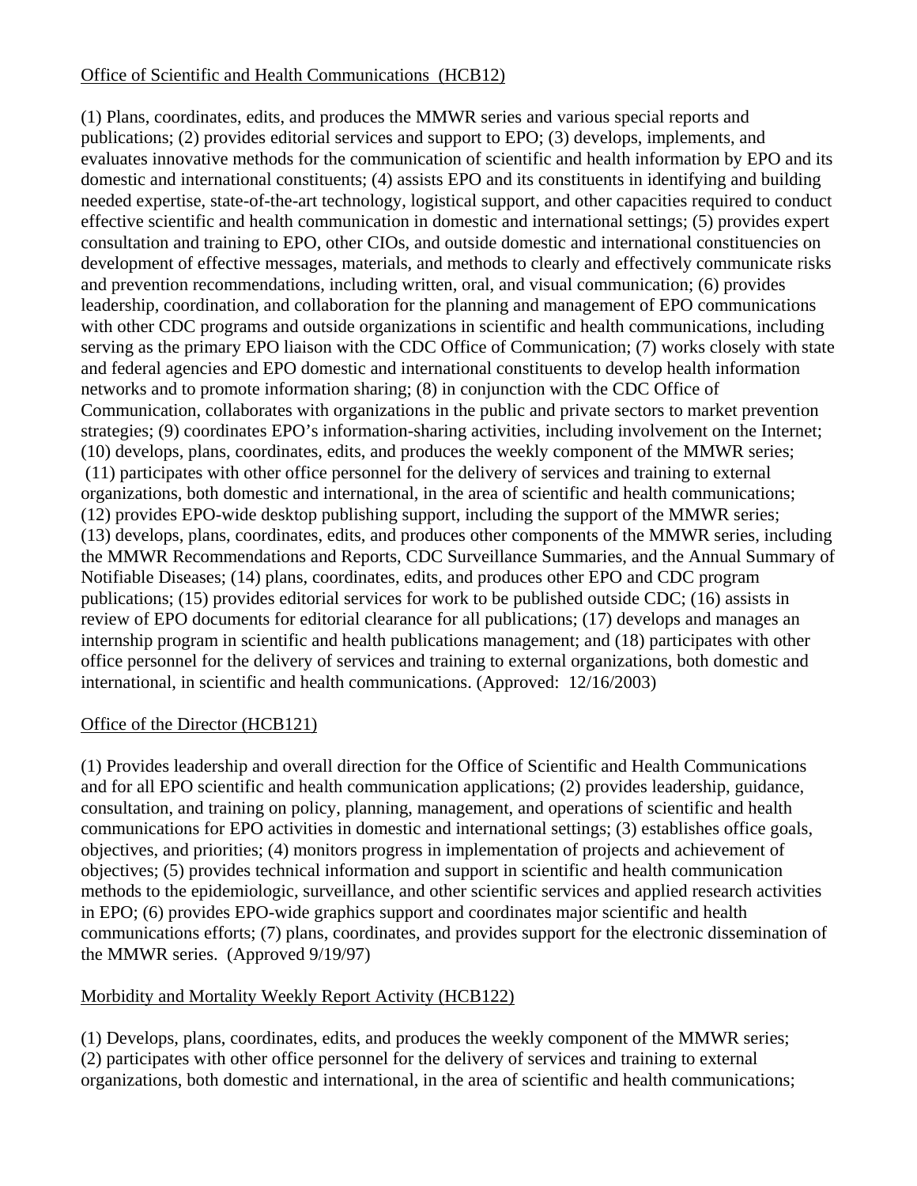Office of Scientific and Health Communications (HCB12)

(1) Plans, coordinates, edits, and produces the MMWR series and various special reports and publications; (2) provides editorial services and support to EPO; (3) develops, implements, and evaluates innovative methods for the communication of scientific and health information by EPO and its domestic and international constituents; (4) assists EPO and its constituents in identifying and building needed expertise, state-of-the-art technology, logistical support, and other capacities required to conduct effective scientific and health communication in domestic and international settings; (5) provides expert consultation and training to EPO, other CIOs, and outside domestic and international constituencies on development of effective messages, materials, and methods to clearly and effectively communicate risks and prevention recommendations, including written, oral, and visual communication; (6) provides leadership, coordination, and collaboration for the planning and management of EPO communications with other CDC programs and outside organizations in scientific and health communications, including serving as the primary EPO liaison with the CDC Office of Communication; (7) works closely with state and federal agencies and EPO domestic and international constituents to develop health information networks and to promote information sharing; (8) in conjunction with the CDC Office of Communication, collaborates with organizations in the public and private sectors to market prevention strategies; (9) coordinates EPO's information-sharing activities, including involvement on the Internet; (10) develops, plans, coordinates, edits, and produces the weekly component of the MMWR series; (11) participates with other office personnel for the delivery of services and training to external organizations, both domestic and international, in the area of scientific and health communications; (12) provides EPO-wide desktop publishing support, including the support of the MMWR series; (13) develops, plans, coordinates, edits, and produces other components of the MMWR series, including the MMWR Recommendations and Reports, CDC Surveillance Summaries, and the Annual Summary of Notifiable Diseases; (14) plans, coordinates, edits, and produces other EPO and CDC program publications; (15) provides editorial services for work to be published outside CDC; (16) assists in review of EPO documents for editorial clearance for all publications; (17) develops and manages an internship program in scientific and health publications management; and (18) participates with other office personnel for the delivery of services and training to external organizations, both domestic and international, in scientific and health communications. (Approved: 12/16/2003)

Office of the Director (HCB121)

(1) Provides leadership and overall direction for the Office of Scientific and Health Communications and for all EPO scientific and health communication applications; (2) provides leadership, guidance, consultation, and training on policy, planning, management, and operations of scientific and health communications for EPO activities in domestic and international settings; (3) establishes office goals, objectives, and priorities; (4) monitors progress in implementation of projects and achievement of objectives; (5) provides technical information and support in scientific and health communication methods to the epidemiologic, surveillance, and other scientific services and applied research activities in EPO; (6) provides EPO-wide graphics support and coordinates major scientific and health communications efforts; (7) plans, coordinates, and provides support for the electronic dissemination of the MMWR series. (Approved 9/19/97)

Morbidity and Mortality Weekly Report Activity (HCB122)

(1) Develops, plans, coordinates, edits, and produces the weekly component of the MMWR series; (2) participates with other office personnel for the delivery of services and training to external organizations, both domestic and international, in the area of scientific and health communications;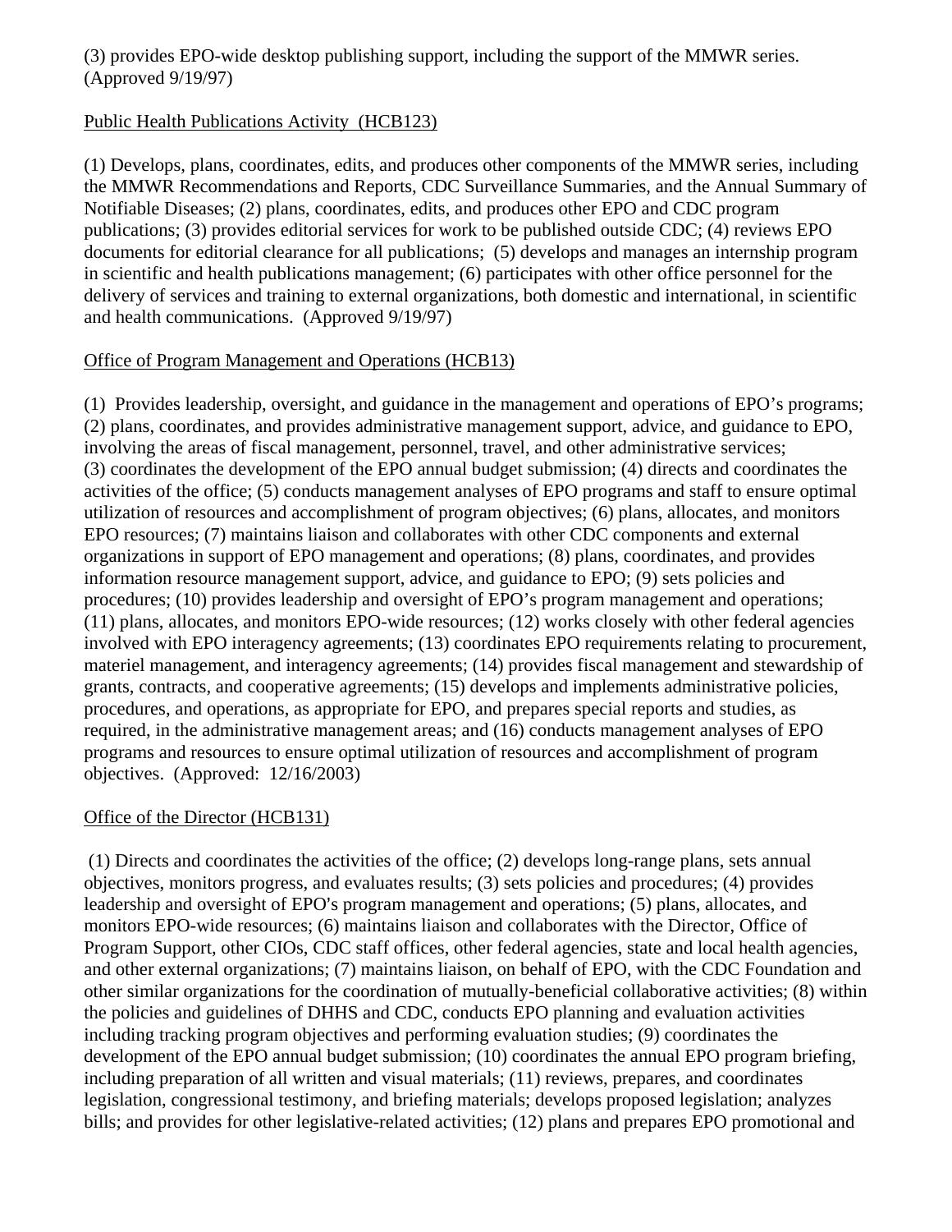(3) provides EPO-wide desktop publishing support, including the support of the MMWR series. (Approved 9/19/97)

Public Health Publications Activity (HCB123)

(1) Develops, plans, coordinates, edits, and produces other components of the MMWR series, including the MMWR Recommendations and Reports, CDC Surveillance Summaries, and the Annual Summary of Notifiable Diseases; (2) plans, coordinates, edits, and produces other EPO and CDC program publications; (3) provides editorial services for work to be published outside CDC; (4) reviews EPO documents for editorial clearance for all publications; (5) develops and manages an internship program in scientific and health publications management; (6) participates with other office personnel for the delivery of services and training to external organizations, both domestic and international, in scientific and health communications. (Approved 9/19/97)

Office of Program Management and Operations (HCB13)

(1) Provides leadership, oversight, and guidance in the management and operations of EPO's programs; (2) plans, coordinates, and provides administrative management support, advice, and guidance to EPO, involving the areas of fiscal management, personnel, travel, and other administrative services; (3) coordinates the development of the EPO annual budget submission; (4) directs and coordinates the activities of the office; (5) conducts management analyses of EPO programs and staff to ensure optimal utilization of resources and accomplishment of program objectives; (6) plans, allocates, and monitors EPO resources; (7) maintains liaison and collaborates with other CDC components and external organizations in support of EPO management and operations; (8) plans, coordinates, and provides information resource management support, advice, and guidance to EPO; (9) sets policies and procedures; (10) provides leadership and oversight of EPO's program management and operations; (11) plans, allocates, and monitors EPO-wide resources; (12) works closely with other federal agencies involved with EPO interagency agreements; (13) coordinates EPO requirements relating to procurement, materiel management, and interagency agreements; (14) provides fiscal management and stewardship of grants, contracts, and cooperative agreements; (15) develops and implements administrative policies, procedures, and operations, as appropriate for EPO, and prepares special reports and studies, as required, in the administrative management areas; and (16) conducts management analyses of EPO programs and resources to ensure optimal utilization of resources and accomplishment of program objectives. (Approved: 12/16/2003)

Office of the Director (HCB131)

(1) Directs and coordinates the activities of the office; (2) develops long-range plans, sets annual objectives, monitors progress, and evaluates results; (3) sets policies and procedures; (4) provides leadership and oversight of EPO's program management and operations; (5) plans, allocates, and monitors EPO-wide resources; (6) maintains liaison and collaborates with the Director, Office of Program Support, other CIOs, CDC staff offices, other federal agencies, state and local health agencies, and other external organizations; (7) maintains liaison, on behalf of EPO, with the CDC Foundation and other similar organizations for the coordination of mutually-beneficial collaborative activities; (8) within the policies and guidelines of DHHS and CDC, conducts EPO planning and evaluation activities including tracking program objectives and performing evaluation studies; (9) coordinates the development of the EPO annual budget submission; (10) coordinates the annual EPO program briefing, including preparation of all written and visual materials; (11) reviews, prepares, and coordinates legislation, congressional testimony, and briefing materials; develops proposed legislation; analyzes bills; and provides for other legislative-related activities; (12) plans and prepares EPO promotional and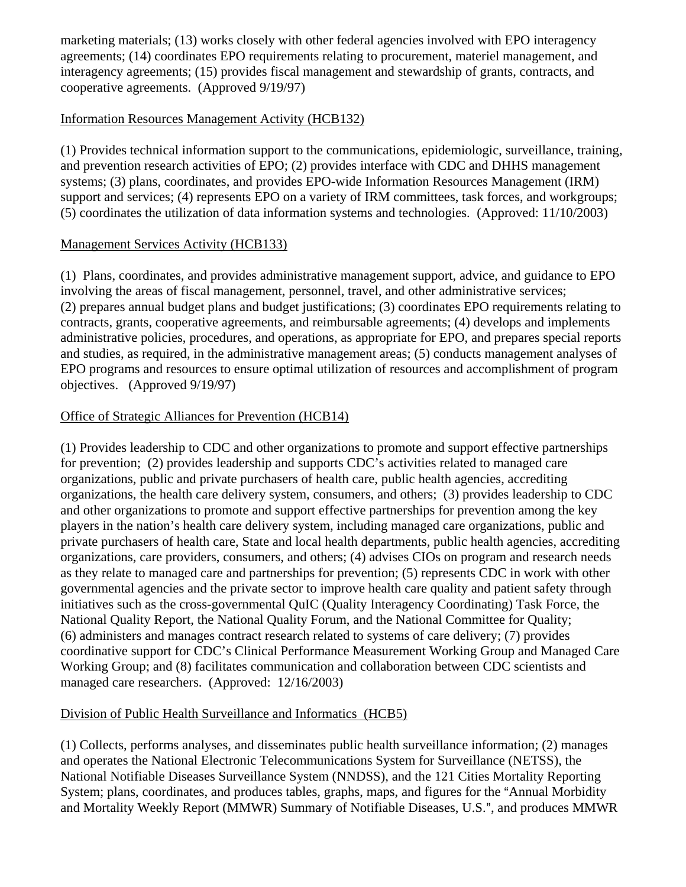marketing materials; (13) works closely with other federal agencies involved with EPO interagency agreements; (14) coordinates EPO requirements relating to procurement, materiel management, and interagency agreements; (15) provides fiscal management and stewardship of grants, contracts, and cooperative agreements. (Approved 9/19/97)

Information Resources Management Activity (HCB132)

(1) Provides technical information support to the communications, epidemiologic, surveillance, training, and prevention research activities of EPO; (2) provides interface with CDC and DHHS management systems; (3) plans, coordinates, and provides EPO-wide Information Resources Management (IRM) support and services; (4) represents EPO on a variety of IRM committees, task forces, and workgroups; (5) coordinates the utilization of data information systems and technologies. (Approved: 11/10/2003)

Management Services Activity (HCB133)

(1) Plans, coordinates, and provides administrative management support, advice, and guidance to EPO involving the areas of fiscal management, personnel, travel, and other administrative services; (2) prepares annual budget plans and budget justifications; (3) coordinates EPO requirements relating to contracts, grants, cooperative agreements, and reimbursable agreements; (4) develops and implements administrative policies, procedures, and operations, as appropriate for EPO, and prepares special reports and studies, as required, in the administrative management areas; (5) conducts management analyses of EPO programs and resources to ensure optimal utilization of resources and accomplishment of program objectives. (Approved 9/19/97)

Office of Strategic Alliances for Prevention (HCB14)

(1) Provides leadership to CDC and other organizations to promote and support effective partnerships for prevention; (2) provides leadership and supports CDC's activities related to managed care organizations, public and private purchasers of health care, public health agencies, accrediting organizations, the health care delivery system, consumers, and others; (3) provides leadership to CDC and other organizations to promote and support effective partnerships for prevention among the key players in the nation's health care delivery system, including managed care organizations, public and private purchasers of health care, State and local health departments, public health agencies, accrediting organizations, care providers, consumers, and others; (4) advises CIOs on program and research needs as they relate to managed care and partnerships for prevention; (5) represents CDC in work with other governmental agencies and the private sector to improve health care quality and patient safety through initiatives such as the cross-governmental QuIC (Quality Interagency Coordinating) Task Force, the National Quality Report, the National Quality Forum, and the National Committee for Quality; (6) administers and manages contract research related to systems of care delivery; (7) provides coordinative support for CDC's Clinical Performance Measurement Working Group and Managed Care Working Group; and (8) facilitates communication and collaboration between CDC scientists and managed care researchers. (Approved: 12/16/2003)

Division of Public Health Surveillance and Informatics (HCB5)

(1) Collects, performs analyses, and disseminates public health surveillance information; (2) manages and operates the National Electronic Telecommunications System for Surveillance (NETSS), the National Notifiable Diseases Surveillance System (NNDSS), and the 121 Cities Mortality Reporting System; plans, coordinates, and produces tables, graphs, maps, and figures for the "Annual Morbidity and Mortality Weekly Report (MMWR) Summary of Notifiable Diseases, U.S.", and produces MMWR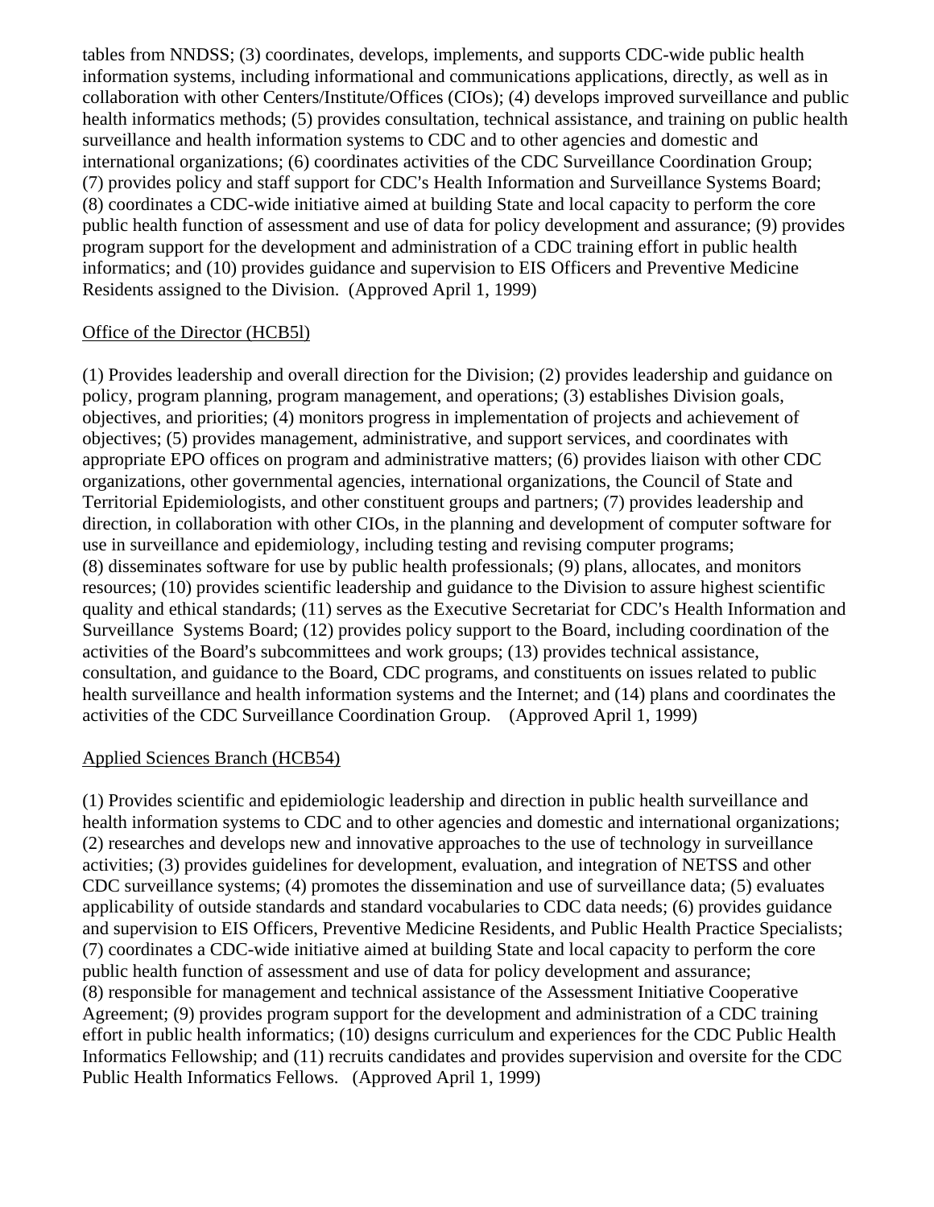tables from NNDSS; (3) coordinates, develops, implements, and supports CDC-wide public health information systems, including informational and communications applications, directly, as well as in collaboration with other Centers/Institute/Offices (CIOs); (4) develops improved surveillance and public health informatics methods; (5) provides consultation, technical assistance, and training on public health surveillance and health information systems to CDC and to other agencies and domestic and international organizations; (6) coordinates activities of the CDC Surveillance Coordination Group; (7) provides policy and staff support for CDC's Health Information and Surveillance Systems Board; (8) coordinates a CDC-wide initiative aimed at building State and local capacity to perform the core public health function of assessment and use of data for policy development and assurance; (9) provides program support for the development and administration of a CDC training effort in public health informatics; and (10) provides guidance and supervision to EIS Officers and Preventive Medicine Residents assigned to the Division. (Approved April 1, 1999)

Office of the Director (HCB5l)

(1) Provides leadership and overall direction for the Division; (2) provides leadership and guidance on policy, program planning, program management, and operations; (3) establishes Division goals, objectives, and priorities; (4) monitors progress in implementation of projects and achievement of objectives; (5) provides management, administrative, and support services, and coordinates with appropriate EPO offices on program and administrative matters; (6) provides liaison with other CDC organizations, other governmental agencies, international organizations, the Council of State and Territorial Epidemiologists, and other constituent groups and partners; (7) provides leadership and direction, in collaboration with other CIOs, in the planning and development of computer software for use in surveillance and epidemiology, including testing and revising computer programs; (8) disseminates software for use by public health professionals; (9) plans, allocates, and monitors resources; (10) provides scientific leadership and guidance to the Division to assure highest scientific quality and ethical standards; (11) serves as the Executive Secretariat for CDC's Health Information and Surveillance Systems Board; (12) provides policy support to the Board, including coordination of the activities of the Board's subcommittees and work groups; (13) provides technical assistance, consultation, and guidance to the Board, CDC programs, and constituents on issues related to public health surveillance and health information systems and the Internet; and (14) plans and coordinates the activities of the CDC Surveillance Coordination Group. (Approved April 1, 1999)

Applied Sciences Branch (HCB54)

(1) Provides scientific and epidemiologic leadership and direction in public health surveillance and health information systems to CDC and to other agencies and domestic and international organizations; (2) researches and develops new and innovative approaches to the use of technology in surveillance activities; (3) provides guidelines for development, evaluation, and integration of NETSS and other CDC surveillance systems; (4) promotes the dissemination and use of surveillance data; (5) evaluates applicability of outside standards and standard vocabularies to CDC data needs; (6) provides guidance and supervision to EIS Officers, Preventive Medicine Residents, and Public Health Practice Specialists; (7) coordinates a CDC-wide initiative aimed at building State and local capacity to perform the core public health function of assessment and use of data for policy development and assurance; (8) responsible for management and technical assistance of the Assessment Initiative Cooperative Agreement; (9) provides program support for the development and administration of a CDC training effort in public health informatics; (10) designs curriculum and experiences for the CDC Public Health Informatics Fellowship; and (11) recruits candidates and provides supervision and oversite for the CDC Public Health Informatics Fellows. (Approved April 1, 1999)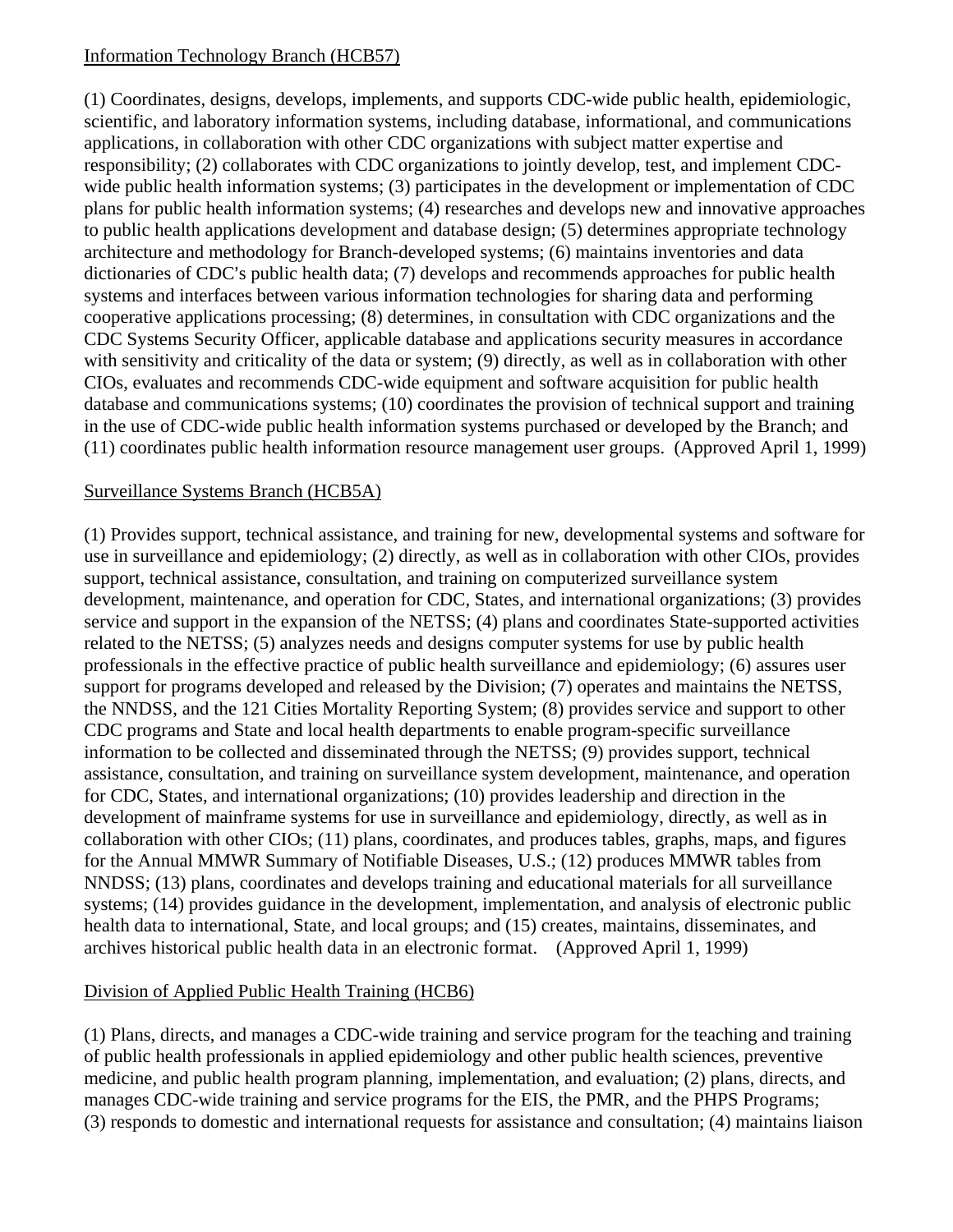Information Technology Branch (HCB57)

(1) Coordinates, designs, develops, implements, and supports CDC-wide public health, epidemiologic, scientific, and laboratory information systems, including database, informational, and communications applications, in collaboration with other CDC organizations with subject matter expertise and responsibility; (2) collaborates with CDC organizations to jointly develop, test, and implement CDC-wide public health information systems; (3) participates in the development or implementation of CDC plans for public health information systems; (4) researches and develops new and innovative approaches to public health applications development and database design; (5) determines appropriate technology architecture and methodology for Branch-developed systems; (6) maintains inventories and data dictionaries of CDC's public health data; (7) develops and recommends approaches for public health systems and interfaces between various information technologies for sharing data and performing cooperative applications processing; (8) determines, in consultation with CDC organizations and the CDC Systems Security Officer, applicable database and applications security measures in accordance with sensitivity and criticality of the data or system; (9) directly, as well as in collaboration with other CIOs, evaluates and recommends CDC-wide equipment and software acquisition for public health database and communications systems; (10) coordinates the provision of technical support and training in the use of CDC-wide public health information systems purchased or developed by the Branch; and (11) coordinates public health information resource management user groups. (Approved April 1, 1999)

Surveillance Systems Branch (HCB5A)

(1) Provides support, technical assistance, and training for new, developmental systems and software for use in surveillance and epidemiology; (2) directly, as well as in collaboration with other CIOs, provides support, technical assistance, consultation, and training on computerized surveillance system development, maintenance, and operation for CDC, States, and international organizations; (3) provides service and support in the expansion of the NETSS; (4) plans and coordinates State-supported activities related to the NETSS; (5) analyzes needs and designs computer systems for use by public health professionals in the effective practice of public health surveillance and epidemiology; (6) assures user support for programs developed and released by the Division; (7) operates and maintains the NETSS, the NNDSS, and the 121 Cities Mortality Reporting System; (8) provides service and support to other CDC programs and State and local health departments to enable program-specific surveillance information to be collected and disseminated through the NETSS; (9) provides support, technical assistance, consultation, and training on surveillance system development, maintenance, and operation for CDC, States, and international organizations; (10) provides leadership and direction in the development of mainframe systems for use in surveillance and epidemiology, directly, as well as in collaboration with other CIOs; (11) plans, coordinates, and produces tables, graphs, maps, and figures for the Annual MMWR Summary of Notifiable Diseases, U.S.; (12) produces MMWR tables from NNDSS; (13) plans, coordinates and develops training and educational materials for all surveillance systems; (14) provides guidance in the development, implementation, and analysis of electronic public health data to international, State, and local groups; and (15) creates, maintains, disseminates, and archives historical public health data in an electronic format. (Approved April 1, 1999)

Division of Applied Public Health Training (HCB6)

(1) Plans, directs, and manages a CDC-wide training and service program for the teaching and training of public health professionals in applied epidemiology and other public health sciences, preventive medicine, and public health program planning, implementation, and evaluation; (2) plans, directs, and manages CDC-wide training and service programs for the EIS, the PMR, and the PHPS Programs; (3) responds to domestic and international requests for assistance and consultation; (4) maintains liaison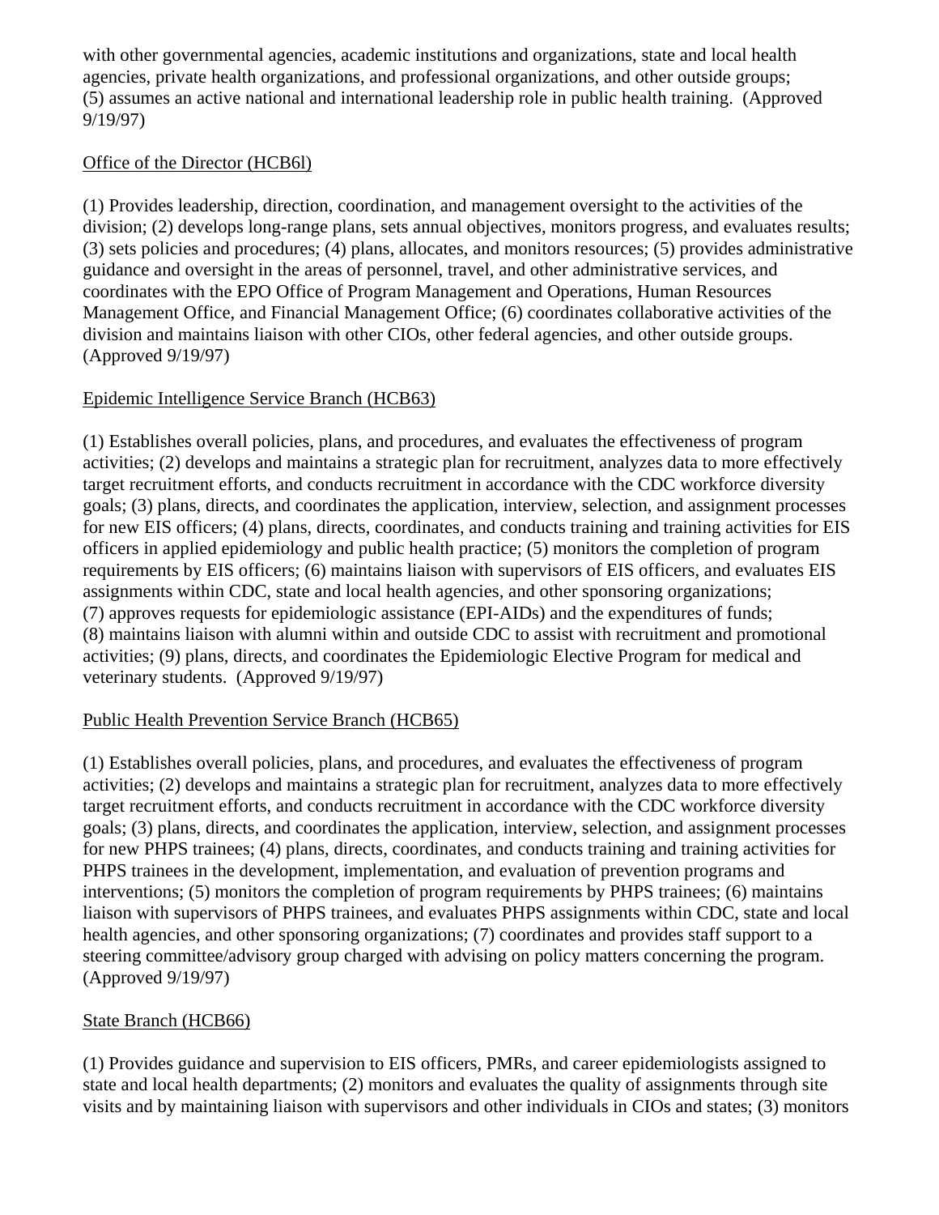with other governmental agencies, academic institutions and organizations, state and local health agencies, private health organizations, and professional organizations, and other outside groups; (5) assumes an active national and international leadership role in public health training. (Approved 9/19/97)

<u>Office of the Director (HCB6l)</u>

(1) Provides leadership, direction, coordination, and management oversight to the activities of the division; (2) develops long-range plans, sets annual objectives, monitors progress, and evaluates results; (3) sets policies and procedures; (4) plans, allocates, and monitors resources; (5) provides administrative guidance and oversight in the areas of personnel, travel, and other administrative services, and coordinates with the EPO Office of Program Management and Operations, Human Resources Management Office, and Financial Management Office; (6) coordinates collaborative activities of the division and maintains liaison with other CIOs, other federal agencies, and other outside groups. (Approved 9/19/97)

<u>Epidemic Intelligence Service Branch (HCB63)</u>

(1) Establishes overall policies, plans, and procedures, and evaluates the effectiveness of program activities; (2) develops and maintains a strategic plan for recruitment, analyzes data to more effectively target recruitment efforts, and conducts recruitment in accordance with the CDC workforce diversity goals; (3) plans, directs, and coordinates the application, interview, selection, and assignment processes for new EIS officers; (4) plans, directs, coordinates, and conducts training and training activities for EIS officers in applied epidemiology and public health practice; (5) monitors the completion of program requirements by EIS officers; (6) maintains liaison with supervisors of EIS officers, and evaluates EIS assignments within CDC, state and local health agencies, and other sponsoring organizations; (7) approves requests for epidemiologic assistance (EPI-AIDs) and the expenditures of funds; (8) maintains liaison with alumni within and outside CDC to assist with recruitment and promotional activities; (9) plans, directs, and coordinates the Epidemiologic Elective Program for medical and veterinary students. (Approved 9/19/97)

<u>Public Health Prevention Service Branch (HCB65)</u>

(1) Establishes overall policies, plans, and procedures, and evaluates the effectiveness of program activities; (2) develops and maintains a strategic plan for recruitment, analyzes data to more effectively target recruitment efforts, and conducts recruitment in accordance with the CDC workforce diversity goals; (3) plans, directs, and coordinates the application, interview, selection, and assignment processes for new PHPS trainees; (4) plans, directs, coordinates, and conducts training and training activities for PHPS trainees in the development, implementation, and evaluation of prevention programs and interventions; (5) monitors the completion of program requirements by PHPS trainees; (6) maintains liaison with supervisors of PHPS trainees, and evaluates PHPS assignments within CDC, state and local health agencies, and other sponsoring organizations; (7) coordinates and provides staff support to a steering committee/advisory group charged with advising on policy matters concerning the program. (Approved 9/19/97)

<u>State Branch (HCB66)</u>

(1) Provides guidance and supervision to EIS officers, PMRs, and career epidemiologists assigned to state and local health departments; (2) monitors and evaluates the quality of assignments through site visits and by maintaining liaison with supervisors and other individuals in CIOs and states; (3) monitors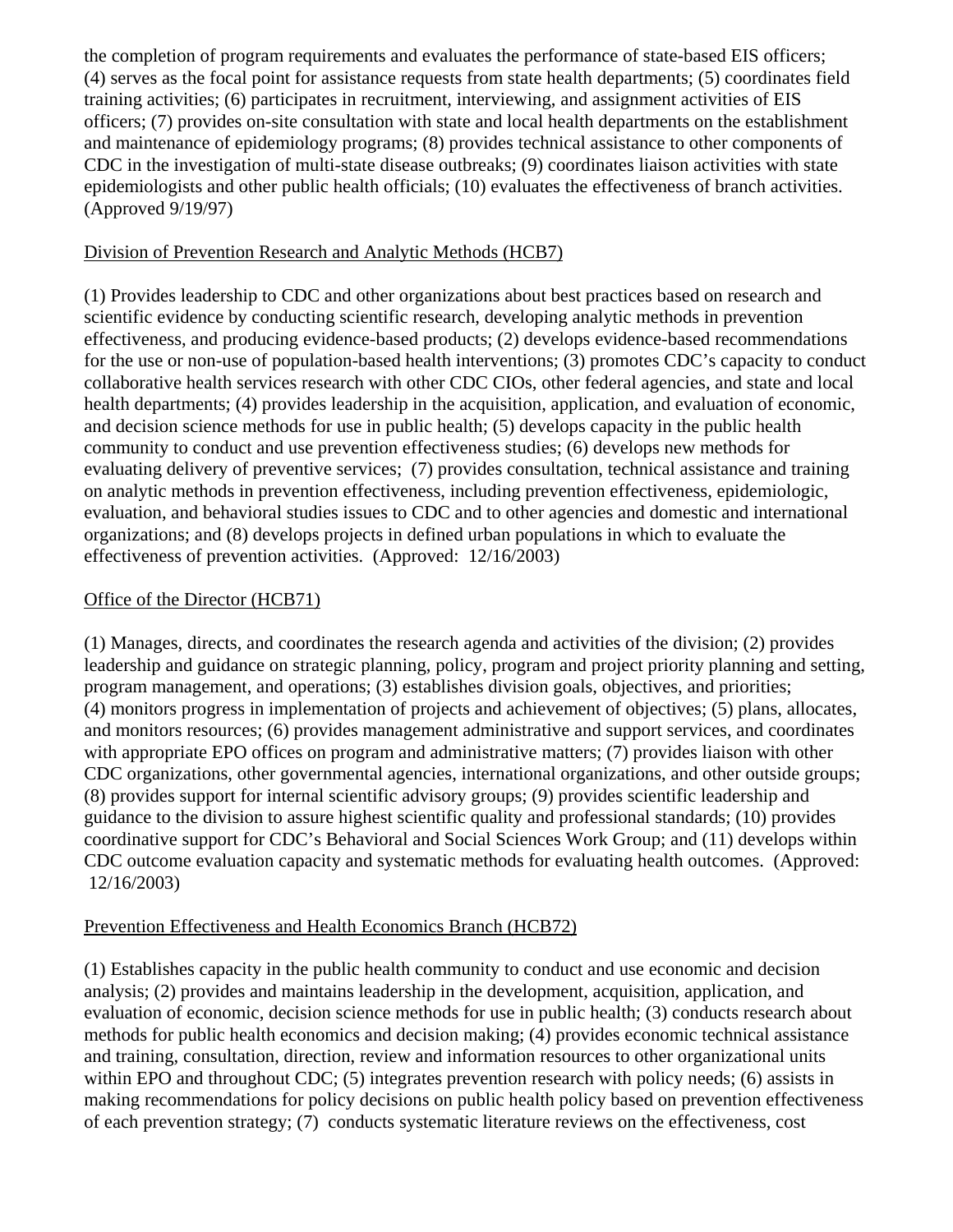the completion of program requirements and evaluates the performance of state-based EIS officers; (4) serves as the focal point for assistance requests from state health departments; (5) coordinates field training activities; (6) participates in recruitment, interviewing, and assignment activities of EIS officers; (7) provides on-site consultation with state and local health departments on the establishment and maintenance of epidemiology programs; (8) provides technical assistance to other components of CDC in the investigation of multi-state disease outbreaks; (9) coordinates liaison activities with state epidemiologists and other public health officials; (10) evaluates the effectiveness of branch activities. (Approved 9/19/97)

Division of Prevention Research and Analytic Methods (HCB7)

(1) Provides leadership to CDC and other organizations about best practices based on research and scientific evidence by conducting scientific research, developing analytic methods in prevention effectiveness, and producing evidence-based products; (2) develops evidence-based recommendations for the use or non-use of population-based health interventions; (3) promotes CDC's capacity to conduct collaborative health services research with other CDC CIOs, other federal agencies, and state and local health departments; (4) provides leadership in the acquisition, application, and evaluation of economic, and decision science methods for use in public health; (5) develops capacity in the public health community to conduct and use prevention effectiveness studies; (6) develops new methods for evaluating delivery of preventive services; (7) provides consultation, technical assistance and training on analytic methods in prevention effectiveness, including prevention effectiveness, epidemiologic, evaluation, and behavioral studies issues to CDC and to other agencies and domestic and international organizations; and (8) develops projects in defined urban populations in which to evaluate the effectiveness of prevention activities. (Approved: 12/16/2003)

Office of the Director (HCB71)

(1) Manages, directs, and coordinates the research agenda and activities of the division; (2) provides leadership and guidance on strategic planning, policy, program and project priority planning and setting, program management, and operations; (3) establishes division goals, objectives, and priorities; (4) monitors progress in implementation of projects and achievement of objectives; (5) plans, allocates, and monitors resources; (6) provides management administrative and support services, and coordinates with appropriate EPO offices on program and administrative matters; (7) provides liaison with other CDC organizations, other governmental agencies, international organizations, and other outside groups; (8) provides support for internal scientific advisory groups; (9) provides scientific leadership and guidance to the division to assure highest scientific quality and professional standards; (10) provides coordinative support for CDC's Behavioral and Social Sciences Work Group; and (11) develops within CDC outcome evaluation capacity and systematic methods for evaluating health outcomes. (Approved: 12/16/2003)

Prevention Effectiveness and Health Economics Branch (HCB72)

(1) Establishes capacity in the public health community to conduct and use economic and decision analysis; (2) provides and maintains leadership in the development, acquisition, application, and evaluation of economic, decision science methods for use in public health; (3) conducts research about methods for public health economics and decision making; (4) provides economic technical assistance and training, consultation, direction, review and information resources to other organizational units within EPO and throughout CDC; (5) integrates prevention research with policy needs; (6) assists in making recommendations for policy decisions on public health policy based on prevention effectiveness of each prevention strategy; (7) conducts systematic literature reviews on the effectiveness, cost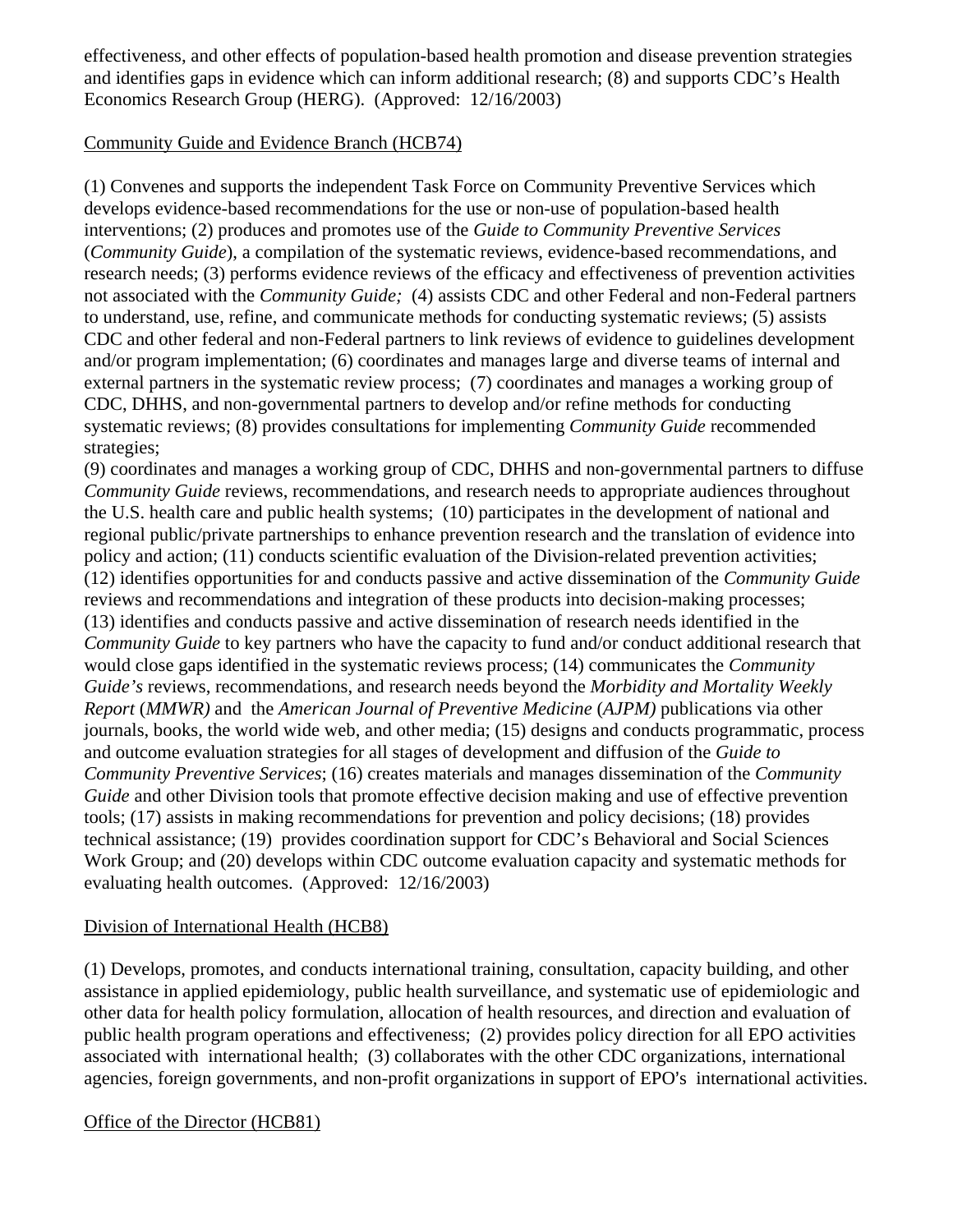effectiveness, and other effects of population-based health promotion and disease prevention strategies and identifies gaps in evidence which can inform additional research; (8) and supports CDC's Health Economics Research Group (HERG). (Approved: 12/16/2003)

Community Guide and Evidence Branch (HCB74)

(1) Convenes and supports the independent Task Force on Community Preventive Services which develops evidence-based recommendations for the use or non-use of population-based health interventions; (2) produces and promotes use of the *Guide to Community Preventive Services* (*Community Guide*), a compilation of the systematic reviews, evidence-based recommendations, and research needs; (3) performs evidence reviews of the efficacy and effectiveness of prevention activities not associated with the *Community Guide;* (4) assists CDC and other Federal and non-Federal partners to understand, use, refine, and communicate methods for conducting systematic reviews; (5) assists CDC and other federal and non-Federal partners to link reviews of evidence to guidelines development and/or program implementation; (6) coordinates and manages large and diverse teams of internal and external partners in the systematic review process; (7) coordinates and manages a working group of CDC, DHHS, and non-governmental partners to develop and/or refine methods for conducting systematic reviews; (8) provides consultations for implementing *Community Guide* recommended strategies;
(9) coordinates and manages a working group of CDC, DHHS and non-governmental partners to diffuse *Community Guide* reviews, recommendations, and research needs to appropriate audiences throughout the U.S. health care and public health systems; (10) participates in the development of national and regional public/private partnerships to enhance prevention research and the translation of evidence into policy and action; (11) conducts scientific evaluation of the Division-related prevention activities; (12) identifies opportunities for and conducts passive and active dissemination of the *Community Guide* reviews and recommendations and integration of these products into decision-making processes; (13) identifies and conducts passive and active dissemination of research needs identified in the *Community Guide* to key partners who have the capacity to fund and/or conduct additional research that would close gaps identified in the systematic reviews process; (14) communicates the *Community Guide's* reviews, recommendations, and research needs beyond the *Morbidity and Mortality Weekly Report* (*MMWR)* and the *American Journal of Preventive Medicine* (*AJPM)* publications via other journals, books, the world wide web, and other media; (15) designs and conducts programmatic, process and outcome evaluation strategies for all stages of development and diffusion of the *Guide to Community Preventive Services*; (16) creates materials and manages dissemination of the *Community Guide* and other Division tools that promote effective decision making and use of effective prevention tools; (17) assists in making recommendations for prevention and policy decisions; (18) provides technical assistance; (19) provides coordination support for CDC's Behavioral and Social Sciences Work Group; and (20) develops within CDC outcome evaluation capacity and systematic methods for evaluating health outcomes. (Approved: 12/16/2003)

Division of International Health (HCB8)

(1) Develops, promotes, and conducts international training, consultation, capacity building, and other assistance in applied epidemiology, public health surveillance, and systematic use of epidemiologic and other data for health policy formulation, allocation of health resources, and direction and evaluation of public health program operations and effectiveness; (2) provides policy direction for all EPO activities associated with international health; (3) collaborates with the other CDC organizations, international agencies, foreign governments, and non-profit organizations in support of EPO's international activities.

Office of the Director (HCB81)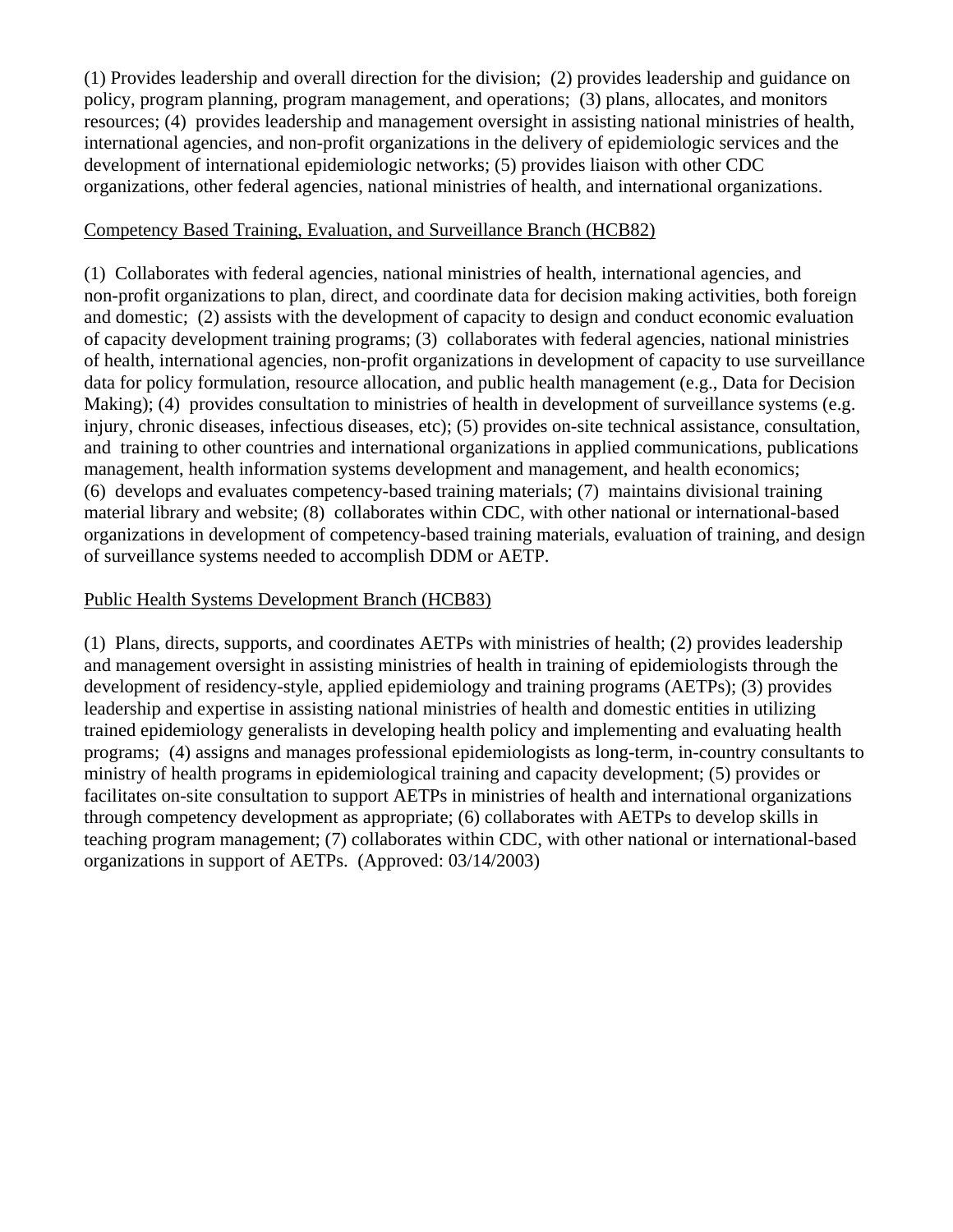(1) Provides leadership and overall direction for the division; (2) provides leadership and guidance on policy, program planning, program management, and operations; (3) plans, allocates, and monitors resources; (4) provides leadership and management oversight in assisting national ministries of health, international agencies, and non-profit organizations in the delivery of epidemiologic services and the development of international epidemiologic networks; (5) provides liaison with other CDC organizations, other federal agencies, national ministries of health, and international organizations.

<u>Competency Based Training, Evaluation, and Surveillance Branch (HCB82)</u>

(1) Collaborates with federal agencies, national ministries of health, international agencies, and non-profit organizations to plan, direct, and coordinate data for decision making activities, both foreign and domestic; (2) assists with the development of capacity to design and conduct economic evaluation of capacity development training programs; (3) collaborates with federal agencies, national ministries of health, international agencies, non-profit organizations in development of capacity to use surveillance data for policy formulation, resource allocation, and public health management (e.g., Data for Decision Making); (4) provides consultation to ministries of health in development of surveillance systems (e.g. injury, chronic diseases, infectious diseases, etc); (5) provides on-site technical assistance, consultation, and training to other countries and international organizations in applied communications, publications management, health information systems development and management, and health economics; (6) develops and evaluates competency-based training materials; (7) maintains divisional training material library and website; (8) collaborates within CDC, with other national or international-based organizations in development of competency-based training materials, evaluation of training, and design of surveillance systems needed to accomplish DDM or AETP.

<u>Public Health Systems Development Branch (HCB83)</u>

(1) Plans, directs, supports, and coordinates AETPs with ministries of health; (2) provides leadership and management oversight in assisting ministries of health in training of epidemiologists through the development of residency-style, applied epidemiology and training programs (AETPs); (3) provides leadership and expertise in assisting national ministries of health and domestic entities in utilizing trained epidemiology generalists in developing health policy and implementing and evaluating health programs; (4) assigns and manages professional epidemiologists as long-term, in-country consultants to ministry of health programs in epidemiological training and capacity development; (5) provides or facilitates on-site consultation to support AETPs in ministries of health and international organizations through competency development as appropriate; (6) collaborates with AETPs to develop skills in teaching program management; (7) collaborates within CDC, with other national or international-based organizations in support of AETPs. (Approved: 03/14/2003)